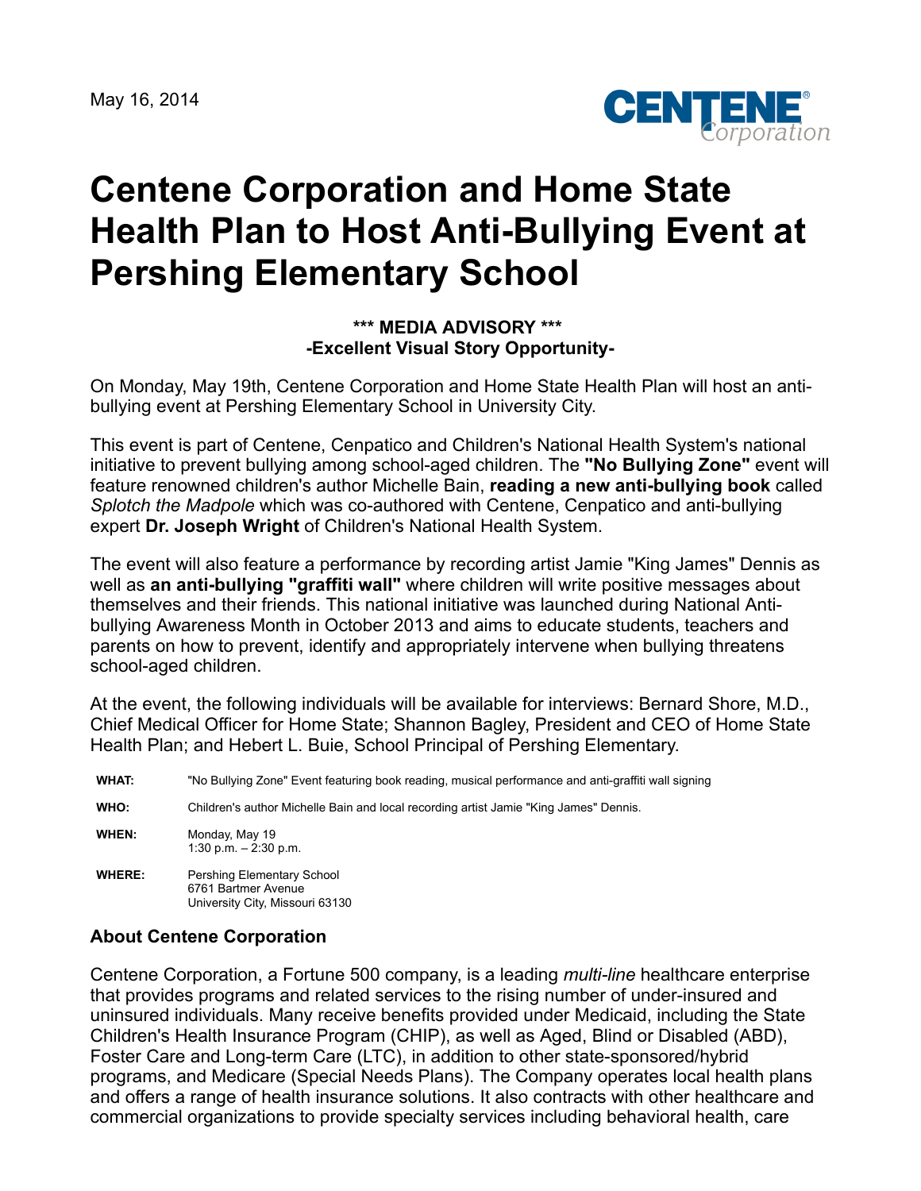May 16, 2014

# Centene Corporation and Home State Health Plan to Host Anti-Bullying Event at Pershing Elementary School

**\*\*\* MEDIA ADVISORY \*\*\***
**-Excellent Visual Story Opportunity-**

On Monday, May 19th, Centene Corporation and Home State Health Plan will host an anti-bullying event at Pershing Elementary School in University City.

This event is part of Centene, Cenpatico and Children's National Health System's national initiative to prevent bullying among school-aged children. The **"No Bullying Zone"** event will feature renowned children's author Michelle Bain, **reading a new anti-bullying book** called *Splotch the Madpole* which was co-authored with Centene, Cenpatico and anti-bullying expert **Dr. Joseph Wright** of Children's National Health System.

The event will also feature a performance by recording artist Jamie "King James" Dennis as well as **an anti-bullying "graffiti wall"** where children will write positive messages about themselves and their friends. This national initiative was launched during National Anti-bullying Awareness Month in October 2013 and aims to educate students, teachers and parents on how to prevent, identify and appropriately intervene when bullying threatens school-aged children.

At the event, the following individuals will be available for interviews: Bernard Shore, M.D., Chief Medical Officer for Home State; Shannon Bagley, President and CEO of Home State Health Plan; and Hebert L. Buie, School Principal of Pershing Elementary.

| | |
|---|---|
| **WHAT:** | "No Bullying Zone" Event featuring book reading, musical performance and anti-graffiti wall signing |
| **WHO:** | Children's author Michelle Bain and local recording artist Jamie "King James" Dennis. |
| **WHEN:** | Monday, May 19<br>1:30 p.m. – 2:30 p.m. |
| **WHERE:** | Pershing Elementary School<br>6761 Bartmer Avenue<br>University City, Missouri 63130 |

## About Centene Corporation

Centene Corporation, a Fortune 500 company, is a leading *multi-line* healthcare enterprise that provides programs and related services to the rising number of under-insured and uninsured individuals. Many receive benefits provided under Medicaid, including the State Children's Health Insurance Program (CHIP), as well as Aged, Blind or Disabled (ABD), Foster Care and Long-term Care (LTC), in addition to other state-sponsored/hybrid programs, and Medicare (Special Needs Plans). The Company operates local health plans and offers a range of health insurance solutions. It also contracts with other healthcare and commercial organizations to provide specialty services including behavioral health, care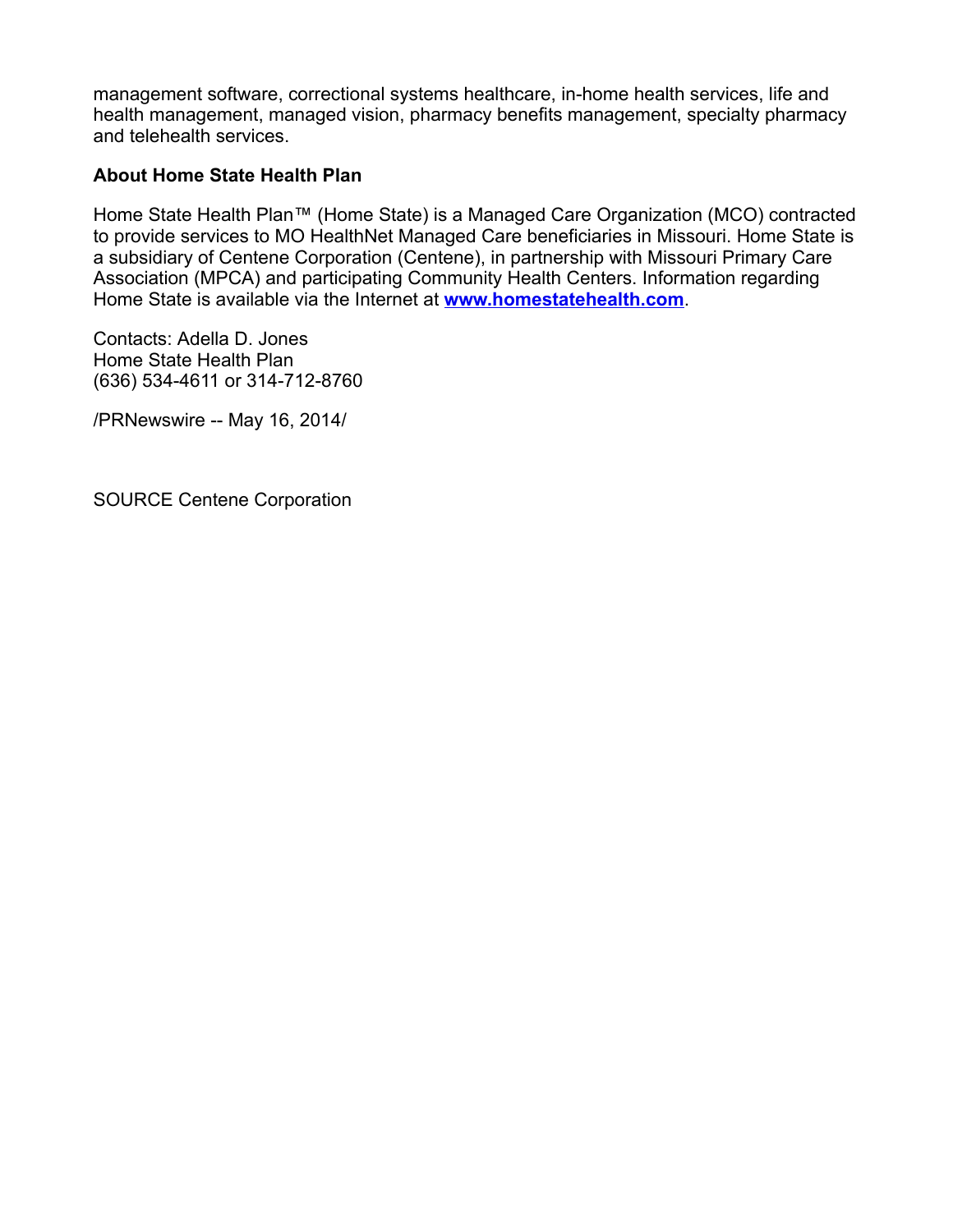management software, correctional systems healthcare, in-home health services, life and health management, managed vision, pharmacy benefits management, specialty pharmacy and telehealth services.

**About Home State Health Plan**

Home State Health Plan™ (Home State) is a Managed Care Organization (MCO) contracted to provide services to MO HealthNet Managed Care beneficiaries in Missouri. Home State is a subsidiary of Centene Corporation (Centene), in partnership with Missouri Primary Care Association (MPCA) and participating Community Health Centers. Information regarding Home State is available via the Internet at **[www.homestatehealth.com](http://www.homestatehealth.com)**.

Contacts: Adella D. Jones
Home State Health Plan
(636) 534-4611 or 314-712-8760

/PRNewswire -- May 16, 2014/

SOURCE Centene Corporation